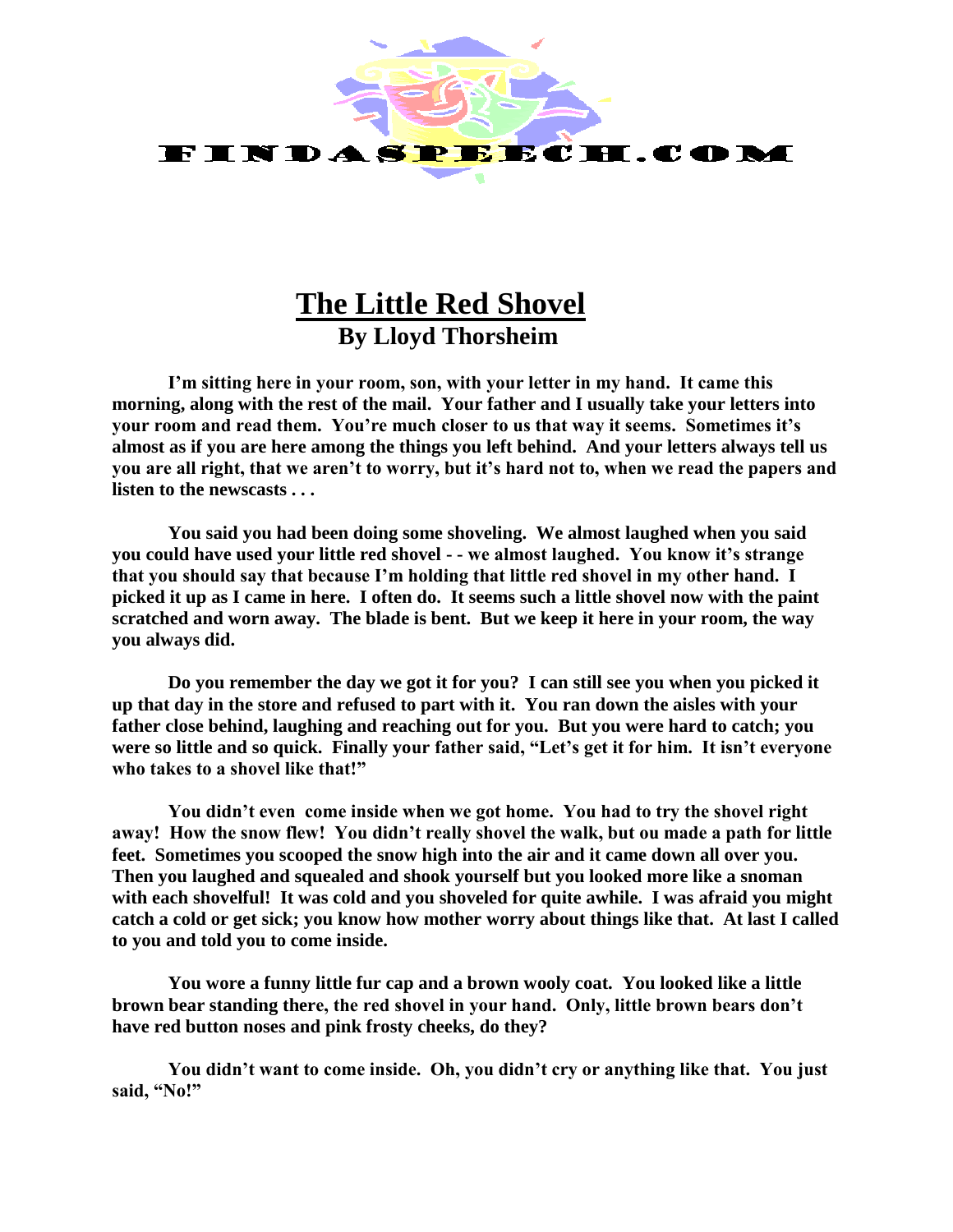FINDASPEECH.COM

# The Little Red Shovel

## By Lloyd Thorsheim

**I'm sitting here in your room, son, with your letter in my hand. It came this morning, along with the rest of the mail. Your father and I usually take your letters into your room and read them. You're much closer to us that way it seems. Sometimes it's almost as if you are here among the things you left behind. And your letters always tell us you are all right, that we aren't to worry, but it's hard not to, when we read the papers and listen to the newscasts . . .**

**You said you had been doing some shoveling. We almost laughed when you said you could have used your little red shovel - - we almost laughed. You know it's strange that you should say that because I'm holding that little red shovel in my other hand. I picked it up as I came in here. I often do. It seems such a little shovel now with the paint scratched and worn away. The blade is bent. But we keep it here in your room, the way you always did.**

**Do you remember the day we got it for you? I can still see you when you picked it up that day in the store and refused to part with it. You ran down the aisles with your father close behind, laughing and reaching out for you. But you were hard to catch; you were so little and so quick. Finally your father said, "Let's get it for him. It isn't everyone who takes to a shovel like that!"**

**You didn't even come inside when we got home. You had to try the shovel right away! How the snow flew! You didn't really shovel the walk, but ou made a path for little feet. Sometimes you scooped the snow high into the air and it came down all over you. Then you laughed and squealed and shook yourself but you looked more like a snoman with each shovelful! It was cold and you shoveled for quite awhile. I was afraid you might catch a cold or get sick; you know how mother worry about things like that. At last I called to you and told you to come inside.**

**You wore a funny little fur cap and a brown wooly coat. You looked like a little brown bear standing there, the red shovel in your hand. Only, little brown bears don't have red button noses and pink frosty cheeks, do they?**

**You didn't want to come inside. Oh, you didn't cry or anything like that. You just said, "No!"**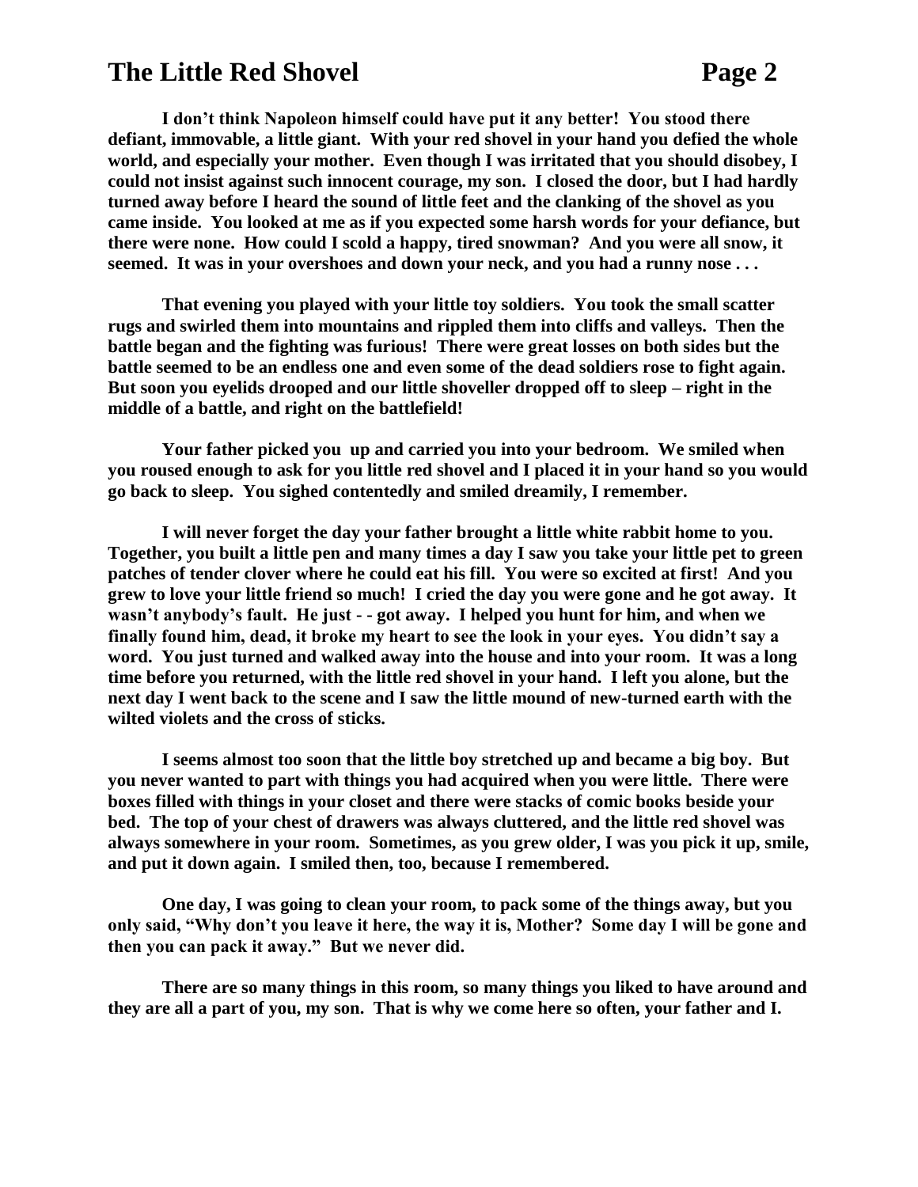I don't think Napoleon himself could have put it any better! You stood there defiant, immovable, a little giant. With your red shovel in your hand you defied the whole world, and especially your mother. Even though I was irritated that you should disobey, I could not insist against such innocent courage, my son. I closed the door, but I had hardly turned away before I heard the sound of little feet and the clanking of the shovel as you came inside. You looked at me as if you expected some harsh words for your defiance, but there were none. How could I scold a happy, tired snowman? And you were all snow, it seemed. It was in your overshoes and down your neck, and you had a runny nose . . .

That evening you played with your little toy soldiers. You took the small scatter rugs and swirled them into mountains and rippled them into cliffs and valleys. Then the battle began and the fighting was furious! There were great losses on both sides but the battle seemed to be an endless one and even some of the dead soldiers rose to fight again. But soon you eyelids drooped and our little shoveller dropped off to sleep – right in the middle of a battle, and right on the battlefield!

Your father picked you up and carried you into your bedroom. We smiled when you roused enough to ask for you little red shovel and I placed it in your hand so you would go back to sleep. You sighed contentedly and smiled dreamily, I remember.

I will never forget the day your father brought a little white rabbit home to you. Together, you built a little pen and many times a day I saw you take your little pet to green patches of tender clover where he could eat his fill. You were so excited at first! And you grew to love your little friend so much! I cried the day you were gone and he got away. It wasn't anybody's fault. He just - - got away. I helped you hunt for him, and when we finally found him, dead, it broke my heart to see the look in your eyes. You didn't say a word. You just turned and walked away into the house and into your room. It was a long time before you returned, with the little red shovel in your hand. I left you alone, but the next day I went back to the scene and I saw the little mound of new-turned earth with the wilted violets and the cross of sticks.

I seems almost too soon that the little boy stretched up and became a big boy. But you never wanted to part with things you had acquired when you were little. There were boxes filled with things in your closet and there were stacks of comic books beside your bed. The top of your chest of drawers was always cluttered, and the little red shovel was always somewhere in your room. Sometimes, as you grew older, I was you pick it up, smile, and put it down again. I smiled then, too, because I remembered.

One day, I was going to clean your room, to pack some of the things away, but you only said, "Why don't you leave it here, the way it is, Mother? Some day I will be gone and then you can pack it away." But we never did.

There are so many things in this room, so many things you liked to have around and they are all a part of you, my son. That is why we come here so often, your father and I.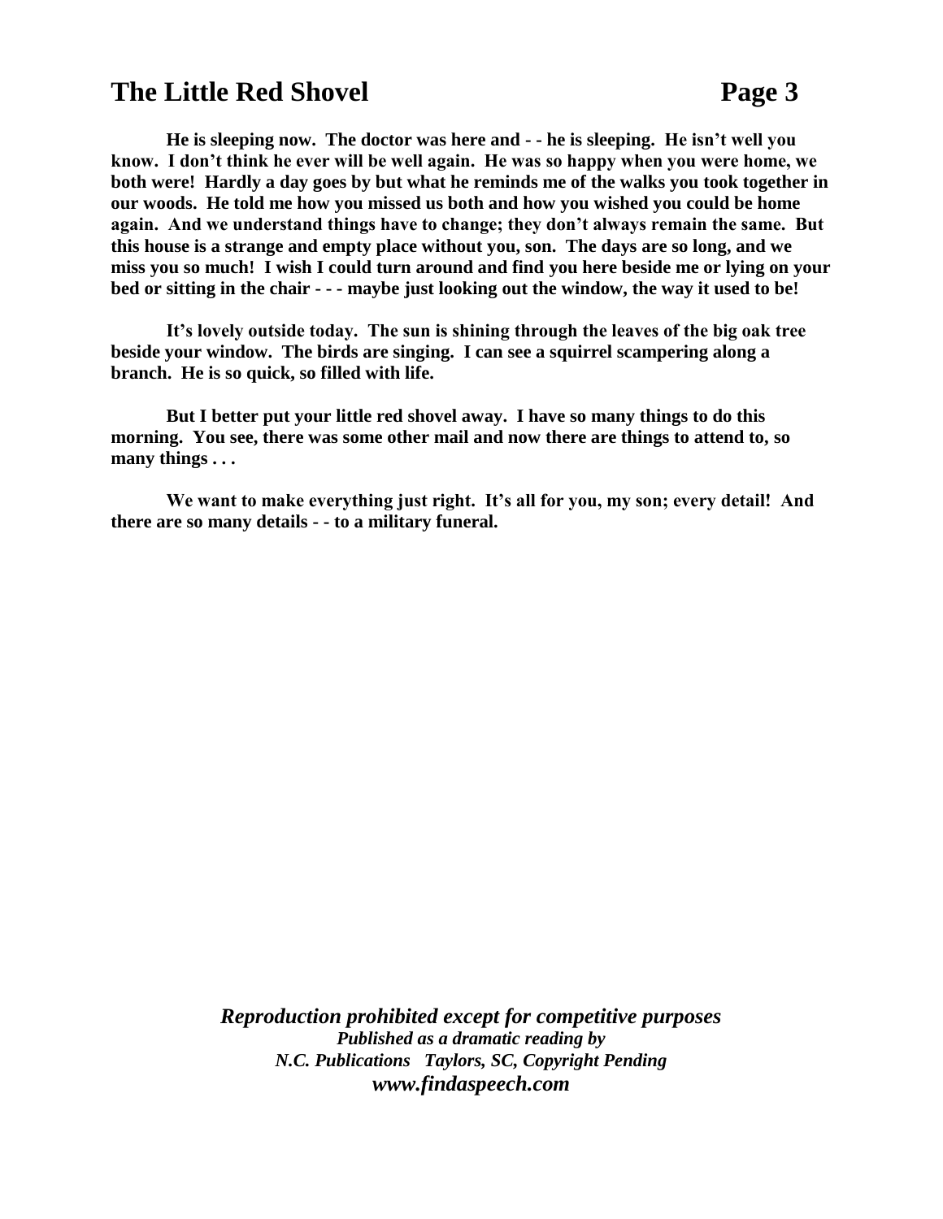**He is sleeping now. The doctor was here and - - he is sleeping. He isn't well you know. I don't think he ever will be well again. He was so happy when you were home, we both were! Hardly a day goes by but what he reminds me of the walks you took together in our woods. He told me how you missed us both and how you wished you could be home again. And we understand things have to change; they don't always remain the same. But this house is a strange and empty place without you, son. The days are so long, and we miss you so much! I wish I could turn around and find you here beside me or lying on your bed or sitting in the chair - - - maybe just looking out the window, the way it used to be!**

**It's lovely outside today. The sun is shining through the leaves of the big oak tree beside your window. The birds are singing. I can see a squirrel scampering along a branch. He is so quick, so filled with life.**

**But I better put your little red shovel away. I have so many things to do this morning. You see, there was some other mail and now there are things to attend to, so many things . . .**

**We want to make everything just right. It's all for you, my son; every detail! And there are so many details - - to a military funeral.**

***Reproduction prohibited except for competitive purposes***
***Published as a dramatic reading by***
***N.C. Publications Taylors, SC, Copyright Pending***
***www.findaspeech.com***